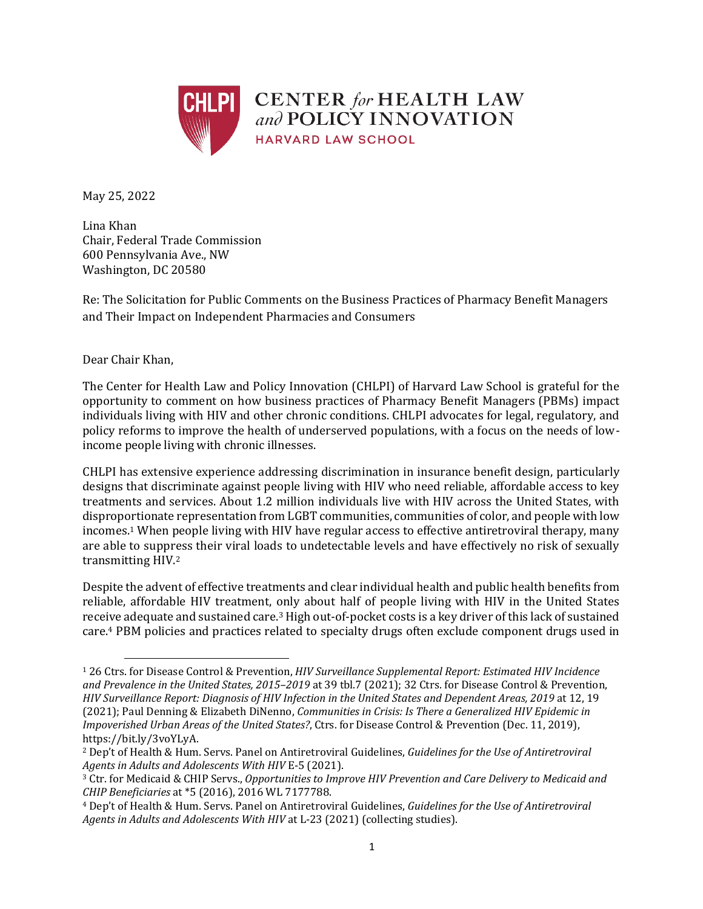CENTER *for* HEALTH LAW *and* POLICY INNOVATION
HARVARD LAW SCHOOL

May 25, 2022

Lina Khan
Chair, Federal Trade Commission
600 Pennsylvania Ave., NW
Washington, DC 20580

Re: The Solicitation for Public Comments on the Business Practices of Pharmacy Benefit Managers and Their Impact on Independent Pharmacies and Consumers

Dear Chair Khan,

The Center for Health Law and Policy Innovation (CHLPI) of Harvard Law School is grateful for the opportunity to comment on how business practices of Pharmacy Benefit Managers (PBMs) impact individuals living with HIV and other chronic conditions. CHLPI advocates for legal, regulatory, and policy reforms to improve the health of underserved populations, with a focus on the needs of low-income people living with chronic illnesses.

CHLPI has extensive experience addressing discrimination in insurance benefit design, particularly designs that discriminate against people living with HIV who need reliable, affordable access to key treatments and services. About 1.2 million individuals live with HIV across the United States, with disproportionate representation from LGBT communities, communities of color, and people with low incomes.[1] When people living with HIV have regular access to effective antiretroviral therapy, many are able to suppress their viral loads to undetectable levels and have effectively no risk of sexually transmitting HIV.[2]

Despite the advent of effective treatments and clear individual health and public health benefits from reliable, affordable HIV treatment, only about half of people living with HIV in the United States receive adequate and sustained care.[3] High out-of-pocket costs is a key driver of this lack of sustained care.[4] PBM policies and practices related to specialty drugs often exclude component drugs used in

---

[1] 26 Ctrs. for Disease Control & Prevention, *HIV Surveillance Supplemental Report: Estimated HIV Incidence and Prevalence in the United States, 2015–2019* at 39 tbl.7 (2021); 32 Ctrs. for Disease Control & Prevention, *HIV Surveillance Report: Diagnosis of HIV Infection in the United States and Dependent Areas, 2019* at 12, 19 (2021); Paul Denning & Elizabeth DiNenno, *Communities in Crisis: Is There a Generalized HIV Epidemic in Impoverished Urban Areas of the United States?*, Ctrs. for Disease Control & Prevention (Dec. 11, 2019), https://bit.ly/3voYLyA.

[2] Dep't of Health & Hum. Servs. Panel on Antiretroviral Guidelines, *Guidelines for the Use of Antiretroviral Agents in Adults and Adolescents With HIV* E-5 (2021).

[3] Ctr. for Medicaid & CHIP Servs., *Opportunities to Improve HIV Prevention and Care Delivery to Medicaid and CHIP Beneficiaries* at *5 (2016), 2016 WL 7177788.

[4] Dep't of Health & Hum. Servs. Panel on Antiretroviral Guidelines, *Guidelines for the Use of Antiretroviral Agents in Adults and Adolescents With HIV* at L-23 (2021) (collecting studies).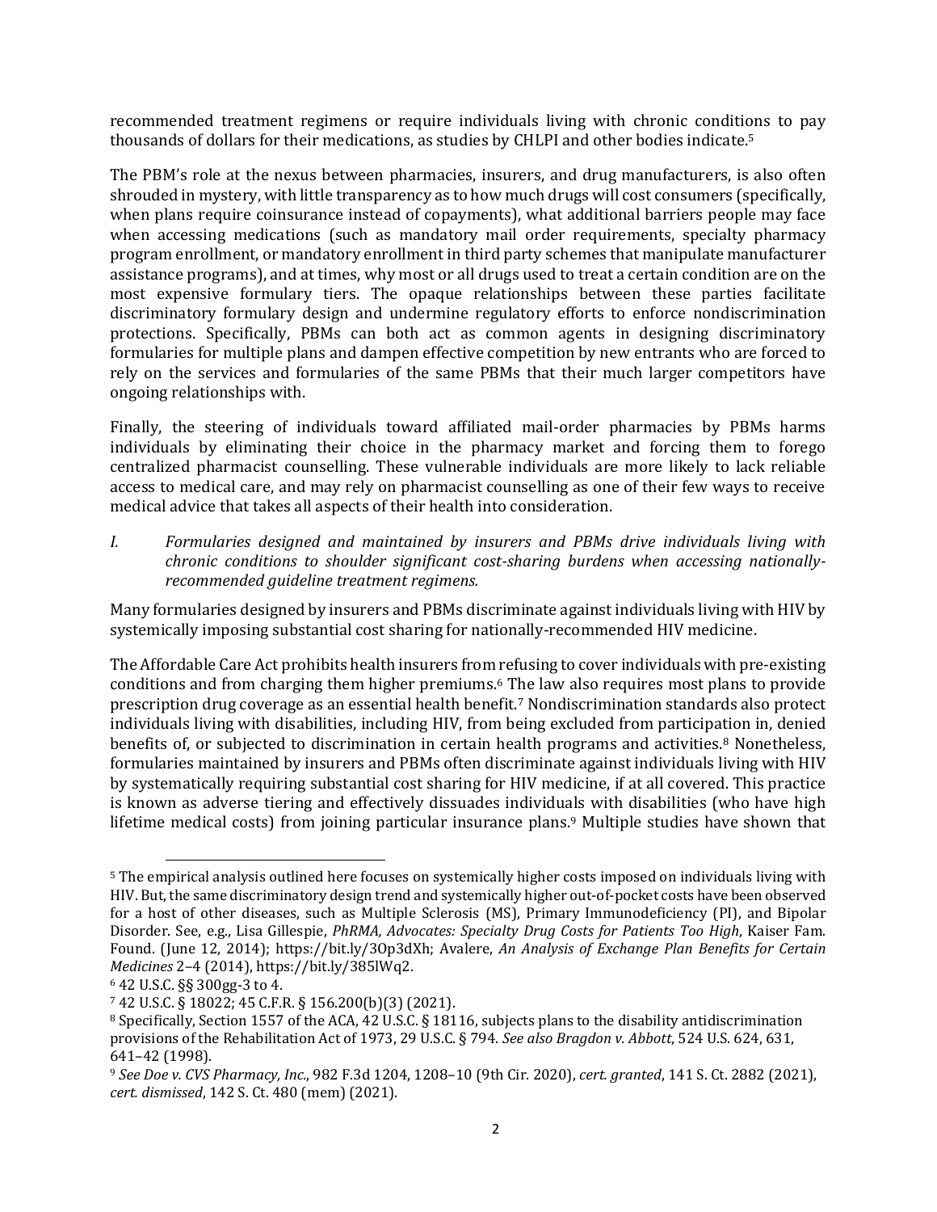recommended treatment regimens or require individuals living with chronic conditions to pay thousands of dollars for their medications, as studies by CHLPI and other bodies indicate.[5]

The PBM's role at the nexus between pharmacies, insurers, and drug manufacturers, is also often shrouded in mystery, with little transparency as to how much drugs will cost consumers (specifically, when plans require coinsurance instead of copayments), what additional barriers people may face when accessing medications (such as mandatory mail order requirements, specialty pharmacy program enrollment, or mandatory enrollment in third party schemes that manipulate manufacturer assistance programs), and at times, why most or all drugs used to treat a certain condition are on the most expensive formulary tiers. The opaque relationships between these parties facilitate discriminatory formulary design and undermine regulatory efforts to enforce nondiscrimination protections. Specifically, PBMs can both act as common agents in designing discriminatory formularies for multiple plans and dampen effective competition by new entrants who are forced to rely on the services and formularies of the same PBMs that their much larger competitors have ongoing relationships with.

Finally, the steering of individuals toward affiliated mail-order pharmacies by PBMs harms individuals by eliminating their choice in the pharmacy market and forcing them to forego centralized pharmacist counselling. These vulnerable individuals are more likely to lack reliable access to medical care, and may rely on pharmacist counselling as one of their few ways to receive medical advice that takes all aspects of their health into consideration.

*I. Formularies designed and maintained by insurers and PBMs drive individuals living with chronic conditions to shoulder significant cost-sharing burdens when accessing nationally-recommended guideline treatment regimens.*

Many formularies designed by insurers and PBMs discriminate against individuals living with HIV by systemically imposing substantial cost sharing for nationally-recommended HIV medicine.

The Affordable Care Act prohibits health insurers from refusing to cover individuals with pre-existing conditions and from charging them higher premiums.[6] The law also requires most plans to provide prescription drug coverage as an essential health benefit.[7] Nondiscrimination standards also protect individuals living with disabilities, including HIV, from being excluded from participation in, denied benefits of, or subjected to discrimination in certain health programs and activities.[8] Nonetheless, formularies maintained by insurers and PBMs often discriminate against individuals living with HIV by systematically requiring substantial cost sharing for HIV medicine, if at all covered. This practice is known as adverse tiering and effectively dissuades individuals with disabilities (who have high lifetime medical costs) from joining particular insurance plans.[9] Multiple studies have shown that

---

[5] The empirical analysis outlined here focuses on systemically higher costs imposed on individuals living with HIV. But, the same discriminatory design trend and systemically higher out-of-pocket costs have been observed for a host of other diseases, such as Multiple Sclerosis (MS), Primary Immunodeficiency (PI), and Bipolar Disorder. See, e.g., Lisa Gillespie, *PhRMA, Advocates: Specialty Drug Costs for Patients Too High*, Kaiser Fam. Found. (June 12, 2014); https://bit.ly/3Op3dXh; Avalere, *An Analysis of Exchange Plan Benefits for Certain Medicines* 2–4 (2014), https://bit.ly/385lWq2.

[6] 42 U.S.C. §§ 300gg-3 to 4.

[7] 42 U.S.C. § 18022; 45 C.F.R. § 156.200(b)(3) (2021).

[8] Specifically, Section 1557 of the ACA, 42 U.S.C. § 18116, subjects plans to the disability antidiscrimination provisions of the Rehabilitation Act of 1973, 29 U.S.C. § 794. *See also Bragdon v. Abbott*, 524 U.S. 624, 631, 641–42 (1998).

[9] *See Doe v. CVS Pharmacy, Inc.*, 982 F.3d 1204, 1208–10 (9th Cir. 2020), *cert. granted*, 141 S. Ct. 2882 (2021), *cert. dismissed*, 142 S. Ct. 480 (mem) (2021).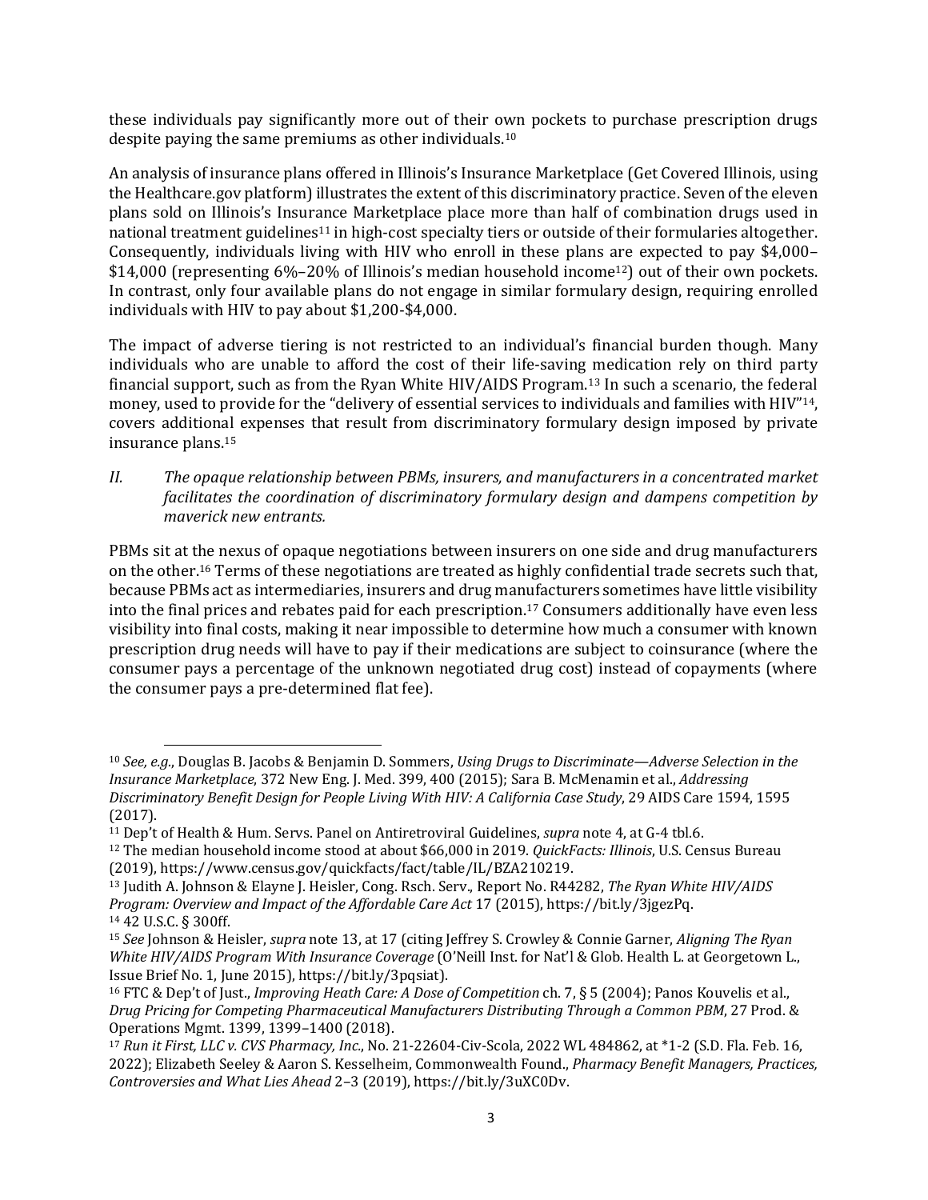these individuals pay significantly more out of their own pockets to purchase prescription drugs despite paying the same premiums as other individuals.[10]

An analysis of insurance plans offered in Illinois's Insurance Marketplace (Get Covered Illinois, using the Healthcare.gov platform) illustrates the extent of this discriminatory practice. Seven of the eleven plans sold on Illinois's Insurance Marketplace place more than half of combination drugs used in national treatment guidelines[11] in high-cost specialty tiers or outside of their formularies altogether. Consequently, individuals living with HIV who enroll in these plans are expected to pay $4,000–$14,000 (representing 6%–20% of Illinois's median household income[12]) out of their own pockets. In contrast, only four available plans do not engage in similar formulary design, requiring enrolled individuals with HIV to pay about $1,200-$4,000.

The impact of adverse tiering is not restricted to an individual's financial burden though. Many individuals who are unable to afford the cost of their life-saving medication rely on third party financial support, such as from the Ryan White HIV/AIDS Program.[13] In such a scenario, the federal money, used to provide for the "delivery of essential services to individuals and families with HIV"[14], covers additional expenses that result from discriminatory formulary design imposed by private insurance plans.[15]

*II. The opaque relationship between PBMs, insurers, and manufacturers in a concentrated market facilitates the coordination of discriminatory formulary design and dampens competition by maverick new entrants.*

PBMs sit at the nexus of opaque negotiations between insurers on one side and drug manufacturers on the other.[16] Terms of these negotiations are treated as highly confidential trade secrets such that, because PBMs act as intermediaries, insurers and drug manufacturers sometimes have little visibility into the final prices and rebates paid for each prescription.[17] Consumers additionally have even less visibility into final costs, making it near impossible to determine how much a consumer with known prescription drug needs will have to pay if their medications are subject to coinsurance (where the consumer pays a percentage of the unknown negotiated drug cost) instead of copayments (where the consumer pays a pre-determined flat fee).

---

[10] *See, e.g.*, Douglas B. Jacobs & Benjamin D. Sommers, *Using Drugs to Discriminate—Adverse Selection in the Insurance Marketplace*, 372 New Eng. J. Med. 399, 400 (2015); Sara B. McMenamin et al., *Addressing Discriminatory Benefit Design for People Living With HIV: A California Case Study*, 29 AIDS Care 1594, 1595 (2017).

[11] Dep't of Health & Hum. Servs. Panel on Antiretroviral Guidelines, *supra* note 4, at G-4 tbl.6.

[12] The median household income stood at about $66,000 in 2019. *QuickFacts: Illinois*, U.S. Census Bureau (2019), https://www.census.gov/quickfacts/fact/table/IL/BZA210219.

[13] Judith A. Johnson & Elayne J. Heisler, Cong. Rsch. Serv., Report No. R44282, *The Ryan White HIV/AIDS Program: Overview and Impact of the Affordable Care Act* 17 (2015), https://bit.ly/3jgezPq.

[14] 42 U.S.C. § 300ff.

[15] *See* Johnson & Heisler, *supra* note 13, at 17 (citing Jeffrey S. Crowley & Connie Garner, *Aligning The Ryan White HIV/AIDS Program With Insurance Coverage* (O'Neill Inst. for Nat'l & Glob. Health L. at Georgetown L., Issue Brief No. 1, June 2015), https://bit.ly/3pqsiat).

[16] FTC & Dep't of Just., *Improving Heath Care: A Dose of Competition* ch. 7, § 5 (2004); Panos Kouvelis et al., *Drug Pricing for Competing Pharmaceutical Manufacturers Distributing Through a Common PBM*, 27 Prod. & Operations Mgmt. 1399, 1399–1400 (2018).

[17] *Run it First, LLC v. CVS Pharmacy, Inc.*, No. 21-22604-Civ-Scola, 2022 WL 484862, at *1-2 (S.D. Fla. Feb. 16, 2022); Elizabeth Seeley & Aaron S. Kesselheim, Commonwealth Found., *Pharmacy Benefit Managers, Practices, Controversies and What Lies Ahead* 2–3 (2019), https://bit.ly/3uXC0Dv.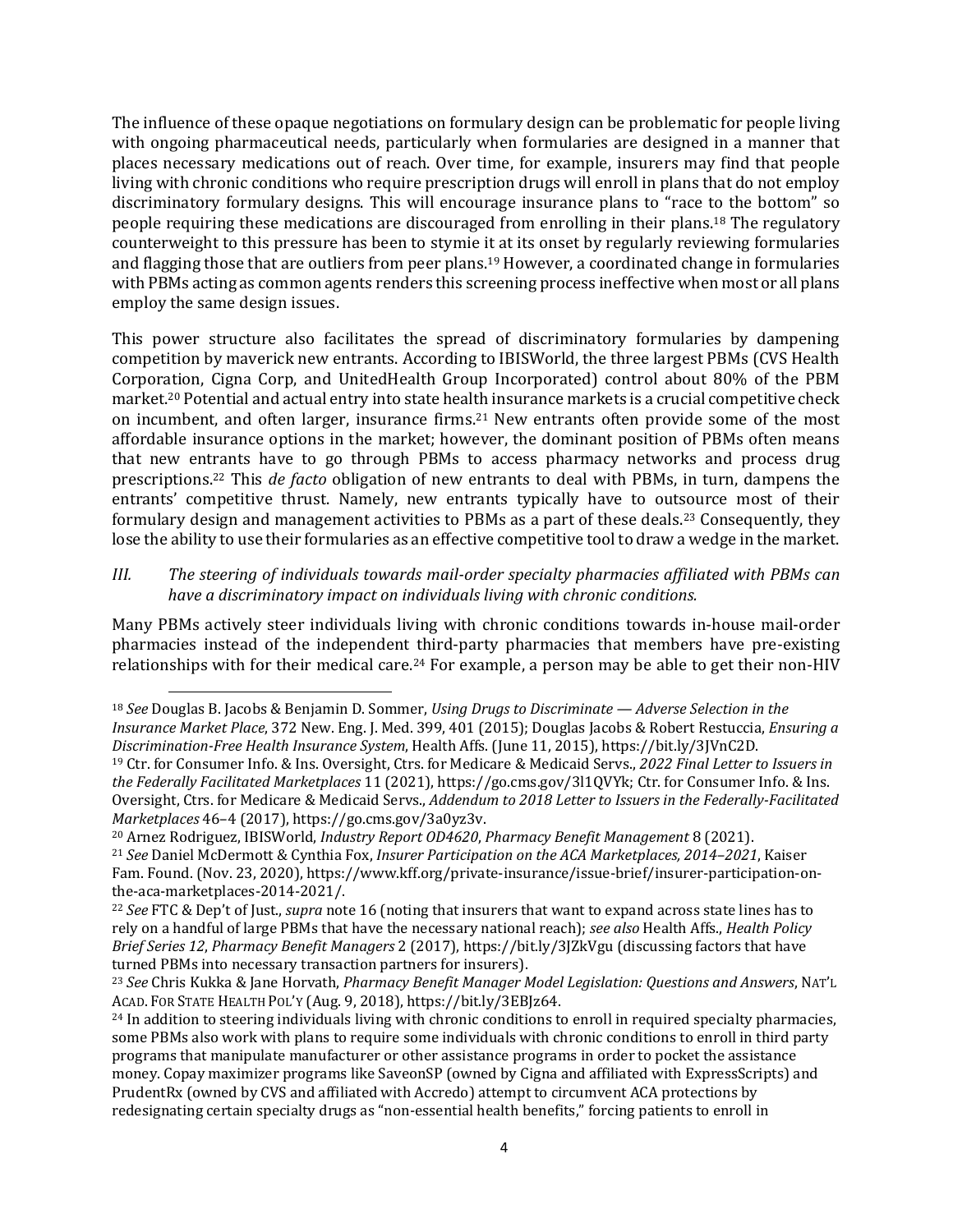The influence of these opaque negotiations on formulary design can be problematic for people living with ongoing pharmaceutical needs, particularly when formularies are designed in a manner that places necessary medications out of reach. Over time, for example, insurers may find that people living with chronic conditions who require prescription drugs will enroll in plans that do not employ discriminatory formulary designs. This will encourage insurance plans to "race to the bottom" so people requiring these medications are discouraged from enrolling in their plans.[18] The regulatory counterweight to this pressure has been to stymie it at its onset by regularly reviewing formularies and flagging those that are outliers from peer plans.[19] However, a coordinated change in formularies with PBMs acting as common agents renders this screening process ineffective when most or all plans employ the same design issues.

This power structure also facilitates the spread of discriminatory formularies by dampening competition by maverick new entrants. According to IBISWorld, the three largest PBMs (CVS Health Corporation, Cigna Corp, and UnitedHealth Group Incorporated) control about 80% of the PBM market.[20] Potential and actual entry into state health insurance markets is a crucial competitive check on incumbent, and often larger, insurance firms.[21] New entrants often provide some of the most affordable insurance options in the market; however, the dominant position of PBMs often means that new entrants have to go through PBMs to access pharmacy networks and process drug prescriptions.[22] This *de facto* obligation of new entrants to deal with PBMs, in turn, dampens the entrants' competitive thrust. Namely, new entrants typically have to outsource most of their formulary design and management activities to PBMs as a part of these deals.[23] Consequently, they lose the ability to use their formularies as an effective competitive tool to draw a wedge in the market.

### *III. The steering of individuals towards mail-order specialty pharmacies affiliated with PBMs can have a discriminatory impact on individuals living with chronic conditions.*

Many PBMs actively steer individuals living with chronic conditions towards in-house mail-order pharmacies instead of the independent third-party pharmacies that members have pre-existing relationships with for their medical care.[24] For example, a person may be able to get their non-HIV

---

[18] *See* Douglas B. Jacobs & Benjamin D. Sommer, *Using Drugs to Discriminate — Adverse Selection in the Insurance Market Place*, 372 New. Eng. J. Med. 399, 401 (2015); Douglas Jacobs & Robert Restuccia, *Ensuring a Discrimination-Free Health Insurance System*, Health Affs. (June 11, 2015), https://bit.ly/3JVnC2D.

[19] Ctr. for Consumer Info. & Ins. Oversight, Ctrs. for Medicare & Medicaid Servs., *2022 Final Letter to Issuers in the Federally Facilitated Marketplaces* 11 (2021), https://go.cms.gov/3l1QVYk; Ctr. for Consumer Info. & Ins. Oversight, Ctrs. for Medicare & Medicaid Servs., *Addendum to 2018 Letter to Issuers in the Federally-Facilitated Marketplaces* 46–4 (2017), https://go.cms.gov/3a0yz3v.

[20] Arnez Rodriguez, IBISWorld, *Industry Report OD4620*, *Pharmacy Benefit Management* 8 (2021).

[21] *See* Daniel McDermott & Cynthia Fox, *Insurer Participation on the ACA Marketplaces, 2014–2021*, Kaiser Fam. Found. (Nov. 23, 2020), https://www.kff.org/private-insurance/issue-brief/insurer-participation-on-the-aca-marketplaces-2014-2021/.

[22] *See* FTC & Dep't of Just., *supra* note 16 (noting that insurers that want to expand across state lines has to rely on a handful of large PBMs that have the necessary national reach); *see also* Health Affs., *Health Policy Brief Series 12*, *Pharmacy Benefit Managers* 2 (2017), https://bit.ly/3JZkVgu (discussing factors that have turned PBMs into necessary transaction partners for insurers).

[23] *See* Chris Kukka & Jane Horvath, *Pharmacy Benefit Manager Model Legislation: Questions and Answers*, NAT'L ACAD. FOR STATE HEALTH POL'Y (Aug. 9, 2018), https://bit.ly/3EBJz64.

[24] In addition to steering individuals living with chronic conditions to enroll in required specialty pharmacies, some PBMs also work with plans to require some individuals with chronic conditions to enroll in third party programs that manipulate manufacturer or other assistance programs in order to pocket the assistance money. Copay maximizer programs like SaveonSP (owned by Cigna and affiliated with ExpressScripts) and PrudentRx (owned by CVS and affiliated with Accredo) attempt to circumvent ACA protections by redesignating certain specialty drugs as "non-essential health benefits," forcing patients to enroll in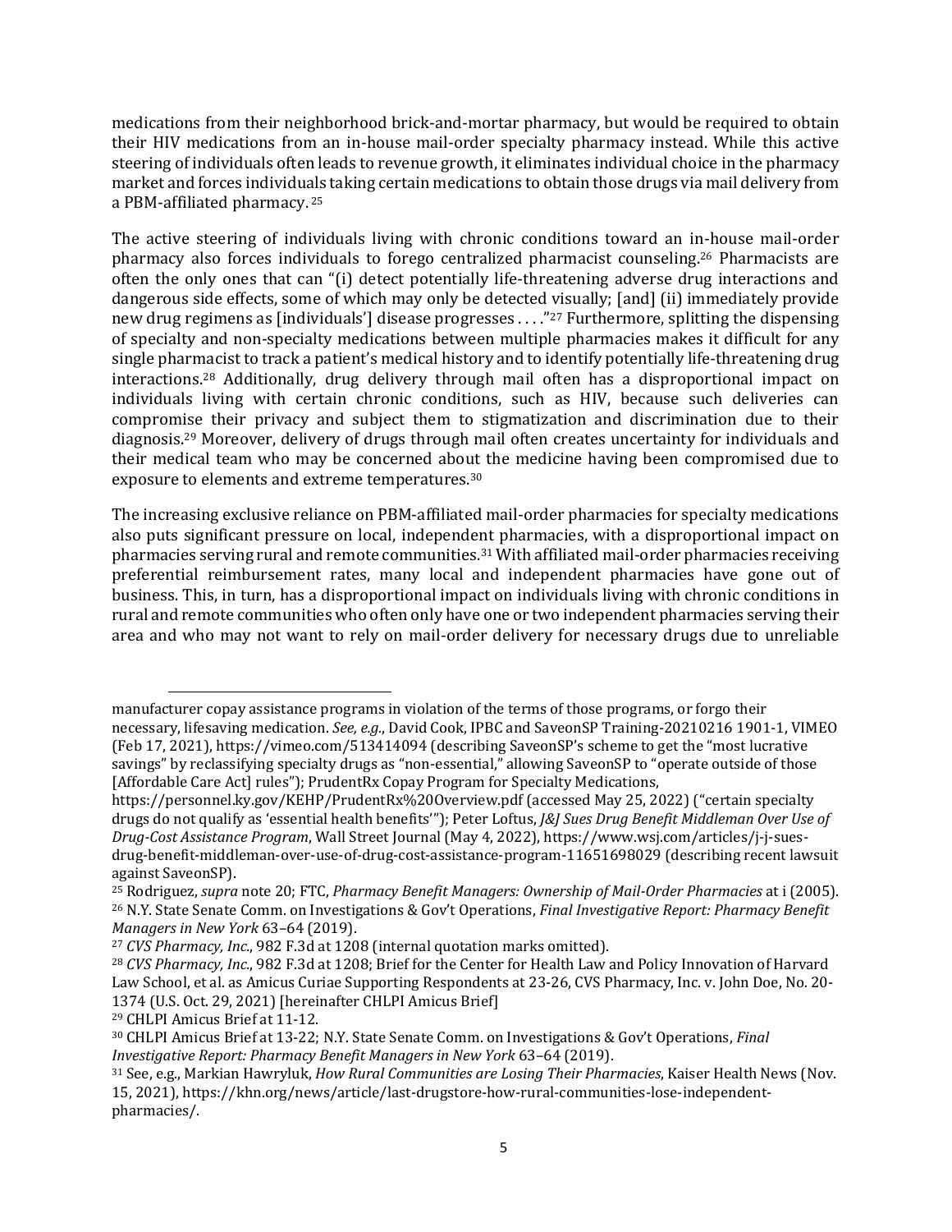medications from their neighborhood brick-and-mortar pharmacy, but would be required to obtain their HIV medications from an in-house mail-order specialty pharmacy instead. While this active steering of individuals often leads to revenue growth, it eliminates individual choice in the pharmacy market and forces individuals taking certain medications to obtain those drugs via mail delivery from a PBM-affiliated pharmacy.[25]

The active steering of individuals living with chronic conditions toward an in-house mail-order pharmacy also forces individuals to forego centralized pharmacist counseling.[26] Pharmacists are often the only ones that can "(i) detect potentially life-threatening adverse drug interactions and dangerous side effects, some of which may only be detected visually; [and] (ii) immediately provide new drug regimens as [individuals'] disease progresses . . . ."[27] Furthermore, splitting the dispensing of specialty and non-specialty medications between multiple pharmacies makes it difficult for any single pharmacist to track a patient's medical history and to identify potentially life-threatening drug interactions.[28] Additionally, drug delivery through mail often has a disproportional impact on individuals living with certain chronic conditions, such as HIV, because such deliveries can compromise their privacy and subject them to stigmatization and discrimination due to their diagnosis.[29] Moreover, delivery of drugs through mail often creates uncertainty for individuals and their medical team who may be concerned about the medicine having been compromised due to exposure to elements and extreme temperatures.[30]

The increasing exclusive reliance on PBM-affiliated mail-order pharmacies for specialty medications also puts significant pressure on local, independent pharmacies, with a disproportional impact on pharmacies serving rural and remote communities.[31] With affiliated mail-order pharmacies receiving preferential reimbursement rates, many local and independent pharmacies have gone out of business. This, in turn, has a disproportional impact on individuals living with chronic conditions in rural and remote communities who often only have one or two independent pharmacies serving their area and who may not want to rely on mail-order delivery for necessary drugs due to unreliable

---

manufacturer copay assistance programs in violation of the terms of those programs, or forgo their necessary, lifesaving medication. *See, e.g.*, David Cook, IPBC and SaveonSP Training-20210216 1901-1, VIMEO (Feb 17, 2021), https://vimeo.com/513414094 (describing SaveonSP's scheme to get the "most lucrative savings" by reclassifying specialty drugs as "non-essential," allowing SaveonSP to "operate outside of those [Affordable Care Act] rules"); PrudentRx Copay Program for Specialty Medications, https://personnel.ky.gov/KEHP/PrudentRx%20Overview.pdf (accessed May 25, 2022) ("certain specialty drugs do not qualify as 'essential health benefits'"); Peter Loftus, *J&J Sues Drug Benefit Middleman Over Use of Drug-Cost Assistance Program*, Wall Street Journal (May 4, 2022), https://www.wsj.com/articles/j-j-sues-drug-benefit-middleman-over-use-of-drug-cost-assistance-program-11651698029 (describing recent lawsuit against SaveonSP).

[25] Rodriguez, *supra* note 20; FTC, *Pharmacy Benefit Managers: Ownership of Mail-Order Pharmacies* at i (2005).

[26] N.Y. State Senate Comm. on Investigations & Gov't Operations, *Final Investigative Report: Pharmacy Benefit Managers in New York* 63–64 (2019).

[27] *CVS Pharmacy, Inc.*, 982 F.3d at 1208 (internal quotation marks omitted).

[28] *CVS Pharmacy, Inc.*, 982 F.3d at 1208; Brief for the Center for Health Law and Policy Innovation of Harvard Law School, et al. as Amicus Curiae Supporting Respondents at 23-26, CVS Pharmacy, Inc. v. John Doe, No. 20-1374 (U.S. Oct. 29, 2021) [hereinafter CHLPI Amicus Brief]

[29] CHLPI Amicus Brief at 11-12.

[30] CHLPI Amicus Brief at 13-22; N.Y. State Senate Comm. on Investigations & Gov't Operations, *Final Investigative Report: Pharmacy Benefit Managers in New York* 63–64 (2019).

[31] See, e.g., Markian Hawryluk, *How Rural Communities are Losing Their Pharmacies*, Kaiser Health News (Nov. 15, 2021), https://khn.org/news/article/last-drugstore-how-rural-communities-lose-independent-pharmacies/.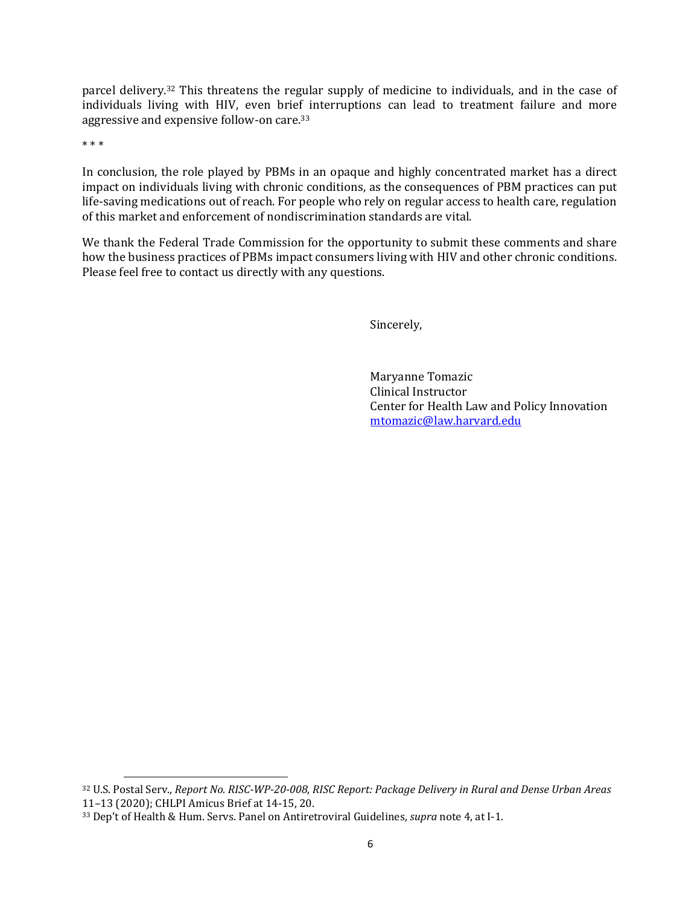parcel delivery.[32] This threatens the regular supply of medicine to individuals, and in the case of individuals living with HIV, even brief interruptions can lead to treatment failure and more aggressive and expensive follow-on care.[33]

* * *

In conclusion, the role played by PBMs in an opaque and highly concentrated market has a direct impact on individuals living with chronic conditions, as the consequences of PBM practices can put life-saving medications out of reach. For people who rely on regular access to health care, regulation of this market and enforcement of nondiscrimination standards are vital.

We thank the Federal Trade Commission for the opportunity to submit these comments and share how the business practices of PBMs impact consumers living with HIV and other chronic conditions. Please feel free to contact us directly with any questions.

Sincerely,

Maryanne Tomazic
Clinical Instructor
Center for Health Law and Policy Innovation
mtomazic@law.harvard.edu

---

[32] U.S. Postal Serv., *Report No. RISC-WP-20-008*, *RISC Report: Package Delivery in Rural and Dense Urban Areas* 11–13 (2020); CHLPI Amicus Brief at 14-15, 20.

[33] Dep't of Health & Hum. Servs. Panel on Antiretroviral Guidelines, *supra* note 4, at I-1.